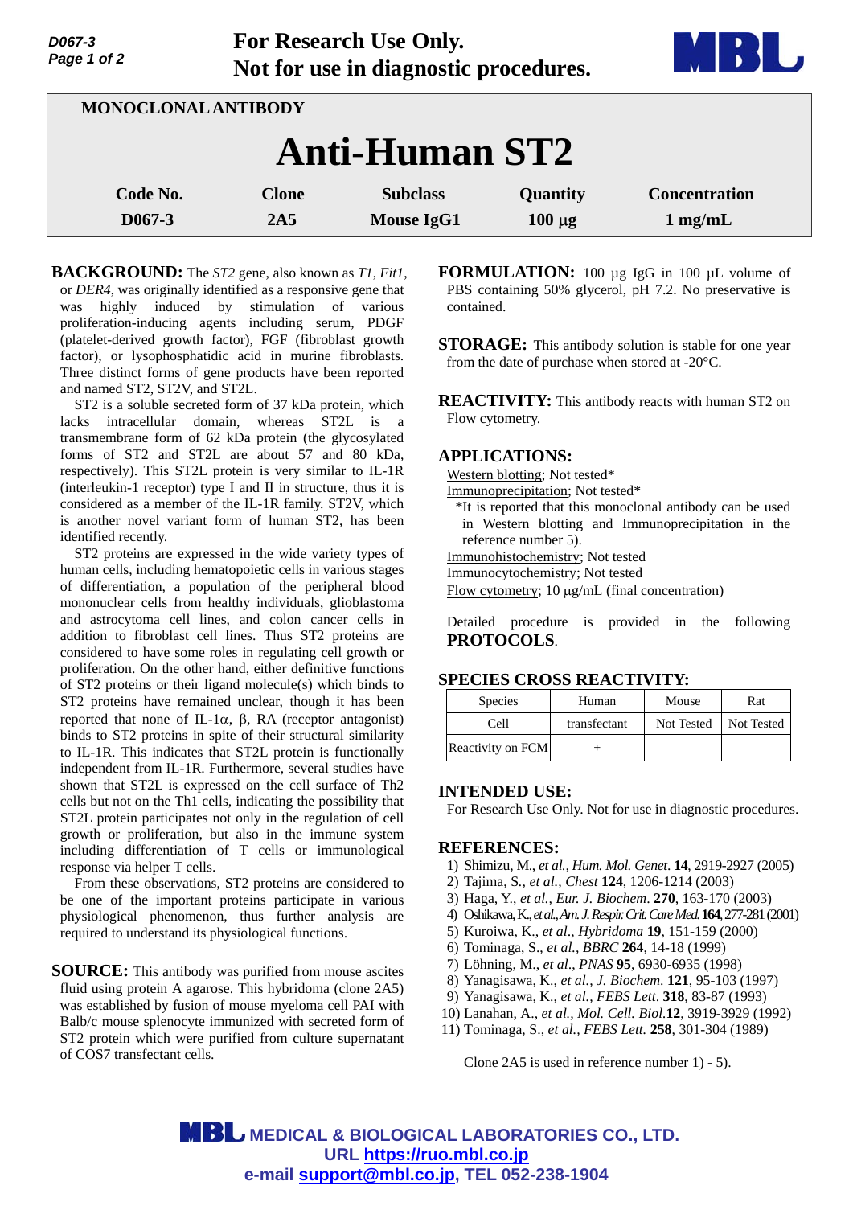For Research Use Only.
Not for use in diagnostic procedures.

MONOCLONAL ANTIBODY

# Anti-Human ST2

| Code No. | Clone | Subclass | Quantity | Concentration |
|---|---|---|---|---|
| D067-3 | 2A5 | Mouse IgG1 | 100 µg | 1 mg/mL |

**BACKGROUND:** The *ST2* gene, also known as *T1*, *Fit1*, or *DER4*, was originally identified as a responsive gene that was highly induced by stimulation of various proliferation-inducing agents including serum, PDGF (platelet-derived growth factor), FGF (fibroblast growth factor), or lysophosphatidic acid in murine fibroblasts. Three distinct forms of gene products have been reported and named ST2, ST2V, and ST2L.

ST2 is a soluble secreted form of 37 kDa protein, which lacks intracellular domain, whereas ST2L is a transmembrane form of 62 kDa protein (the glycosylated forms of ST2 and ST2L are about 57 and 80 kDa, respectively). This ST2L protein is very similar to IL-1R (interleukin-1 receptor) type I and II in structure, thus it is considered as a member of the IL-1R family. ST2V, which is another novel variant form of human ST2, has been identified recently.

ST2 proteins are expressed in the wide variety types of human cells, including hematopoietic cells in various stages of differentiation, a population of the peripheral blood mononuclear cells from healthy individuals, glioblastoma and astrocytoma cell lines, and colon cancer cells in addition to fibroblast cell lines. Thus ST2 proteins are considered to have some roles in regulating cell growth or proliferation. On the other hand, either definitive functions of ST2 proteins or their ligand molecule(s) which binds to ST2 proteins have remained unclear, though it has been reported that none of IL-1α, β, RA (receptor antagonist) binds to ST2 proteins in spite of their structural similarity to IL-1R. This indicates that ST2L protein is functionally independent from IL-1R. Furthermore, several studies have shown that ST2L is expressed on the cell surface of Th2 cells but not on the Th1 cells, indicating the possibility that ST2L protein participates not only in the regulation of cell growth or proliferation, but also in the immune system including differentiation of T cells or immunological response via helper T cells.

From these observations, ST2 proteins are considered to be one of the important proteins participate in various physiological phenomenon, thus further analysis are required to understand its physiological functions.

**SOURCE:** This antibody was purified from mouse ascites fluid using protein A agarose. This hybridoma (clone 2A5) was established by fusion of mouse myeloma cell PAI with Balb/c mouse splenocyte immunized with secreted form of ST2 protein which were purified from culture supernatant of COS7 transfectant cells.

**FORMULATION:** 100 µg IgG in 100 µL volume of PBS containing 50% glycerol, pH 7.2. No preservative is contained.

**STORAGE:** This antibody solution is stable for one year from the date of purchase when stored at -20°C.

**REACTIVITY:** This antibody reacts with human ST2 on Flow cytometry.

## APPLICATIONS:

Western blotting; Not tested*
Immunoprecipitation; Not tested*
*It is reported that this monoclonal antibody can be used in Western blotting and Immunoprecipitation in the reference number 5).
Immunohistochemistry; Not tested
Immunocytochemistry; Not tested
Flow cytometry; 10 µg/mL (final concentration)

Detailed procedure is provided in the following **PROTOCOLS**.

## SPECIES CROSS REACTIVITY:

| Species | Human | Mouse | Rat |
|---|---|---|---|
| Cell | transfectant | Not Tested | Not Tested |
| Reactivity on FCM | + | | |

## INTENDED USE:

For Research Use Only. Not for use in diagnostic procedures.

## REFERENCES:

1) Shimizu, M., *et al., Hum. Mol. Genet.* **14**, 2919-2927 (2005)
2) Tajima, S., *et al., Chest* **124**, 1206-1214 (2003)
3) Haga, Y., *et al., Eur. J. Biochem*. **270**, 163-170 (2003)
4) Oshikawa, K., *et al., Am. J. Respir. Crit. Care Med.* **164**, 277-281 (2001)
5) Kuroiwa, K., *et al., Hybridoma* **19**, 151-159 (2000)
6) Tominaga, S., *et al., BBRC* **264**, 14-18 (1999)
7) Löhning, M., *et al., PNAS* **95**, 6930-6935 (1998)
8) Yanagisawa, K., *et al., J. Biochem.* **121**, 95-103 (1997)
9) Yanagisawa, K., *et al., FEBS Lett*. **318**, 83-87 (1993)
10) Lanahan, A., *et al., Mol. Cell. Biol.* **12**, 3919-3929 (1992)
11) Tominaga, S., *et al., FEBS Lett.* **258**, 301-304 (1989)

Clone 2A5 is used in reference number 1) - 5).

MEDICAL & BIOLOGICAL LABORATORIES CO., LTD.
URL https://ruo.mbl.co.jp
e-mail support@mbl.co.jp, TEL 052-238-1904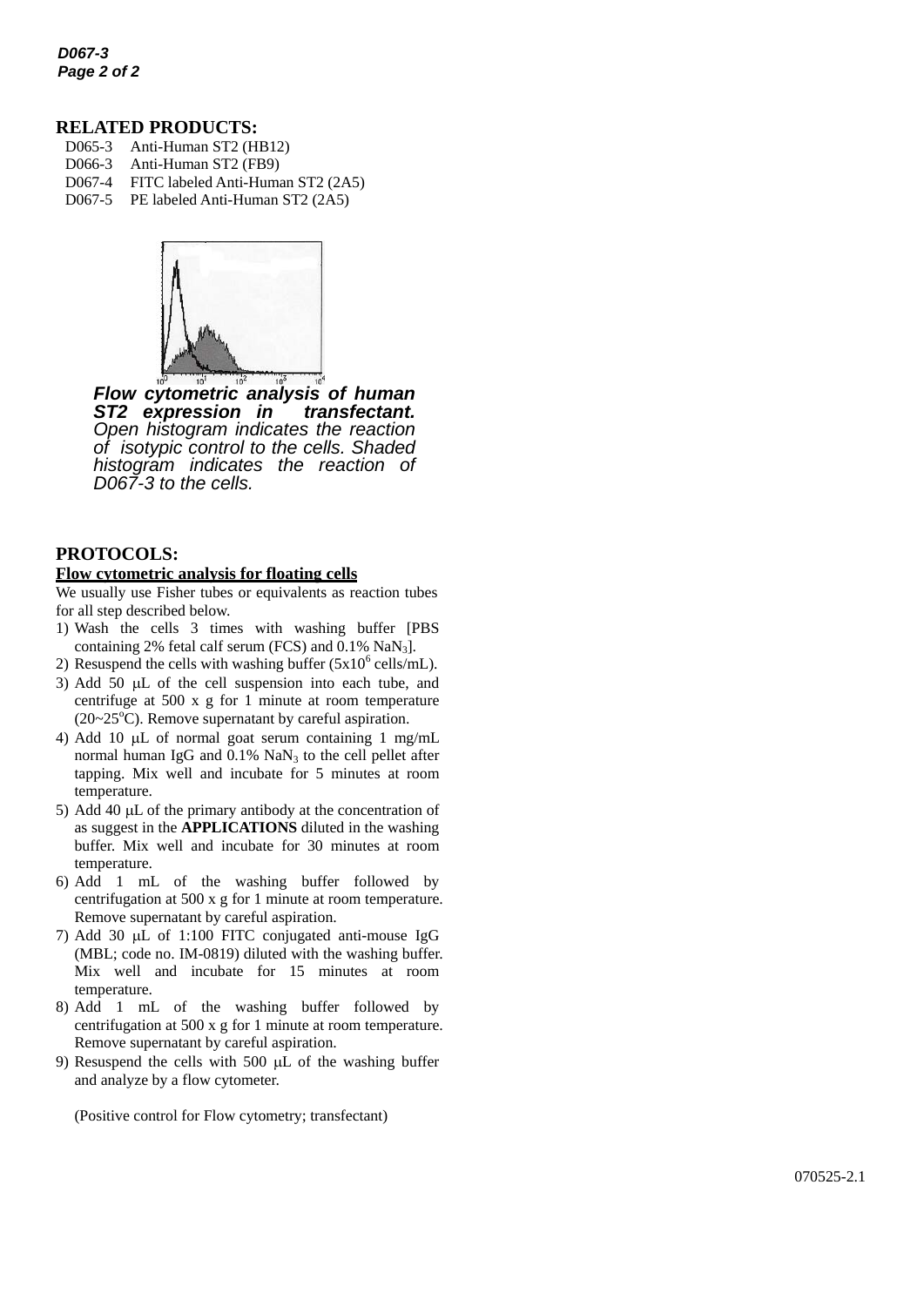## RELATED PRODUCTS:

D065-3 Anti-Human ST2 (HB12)
D066-3 Anti-Human ST2 (FB9)
D067-4 FITC labeled Anti-Human ST2 (2A5)
D067-5 PE labeled Anti-Human ST2 (2A5)

$10^0$ $10^1$ $10^2$ $10^3$ $10^4$

***Flow cytometric analysis of human ST2 expression in transfectant.*** *Open histogram indicates the reaction of isotypic control to the cells. Shaded histogram indicates the reaction of D067-3 to the cells.*

## PROTOCOLS:

**Flow cytometric analysis for floating cells**

We usually use Fisher tubes or equivalents as reaction tubes for all step described below.

1) Wash the cells 3 times with washing buffer [PBS containing 2% fetal calf serum (FCS) and 0.1% $NaN_3$].
2) Resuspend the cells with washing buffer ($5x10^6$ cells/mL).
3) Add 50 μL of the cell suspension into each tube, and centrifuge at 500 x g for 1 minute at room temperature (20~25°C). Remove supernatant by careful aspiration.
4) Add 10 μL of normal goat serum containing 1 mg/mL normal human IgG and 0.1% $NaN_3$ to the cell pellet after tapping. Mix well and incubate for 5 minutes at room temperature.
5) Add 40 μL of the primary antibody at the concentration of as suggest in the **APPLICATIONS** diluted in the washing buffer. Mix well and incubate for 30 minutes at room temperature.
6) Add 1 mL of the washing buffer followed by centrifugation at 500 x g for 1 minute at room temperature. Remove supernatant by careful aspiration.
7) Add 30 μL of 1:100 FITC conjugated anti-mouse IgG (MBL; code no. IM-0819) diluted with the washing buffer. Mix well and incubate for 15 minutes at room temperature.
8) Add 1 mL of the washing buffer followed by centrifugation at 500 x g for 1 minute at room temperature. Remove supernatant by careful aspiration.
9) Resuspend the cells with 500 μL of the washing buffer and analyze by a flow cytometer.

(Positive control for Flow cytometry; transfectant)

070525-2.1